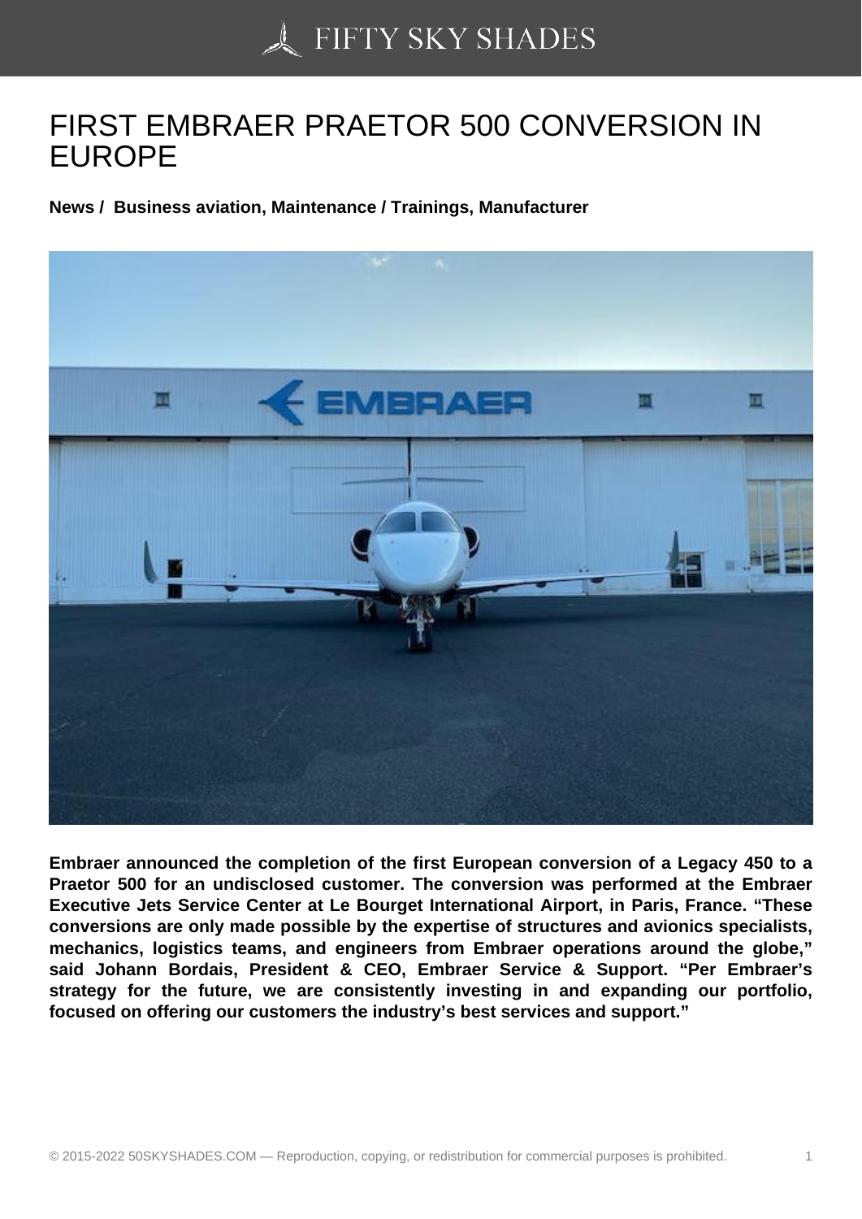# FIRST EMBRAER PRAETOR 500 CONVERSION IN EUROPE

**News / Business aviation, Maintenance / Trainings, Manufacturer**

**Embraer announced the completion of the first European conversion of a Legacy 450 to a Praetor 500 for an undisclosed customer. The conversion was performed at the Embraer Executive Jets Service Center at Le Bourget International Airport, in Paris, France. "These conversions are only made possible by the expertise of structures and avionics specialists, mechanics, logistics teams, and engineers from Embraer operations around the globe," said Johann Bordais, President & CEO, Embraer Service & Support. "Per Embraer's strategy for the future, we are consistently investing in and expanding our portfolio, focused on offering our customers the industry's best services and support."**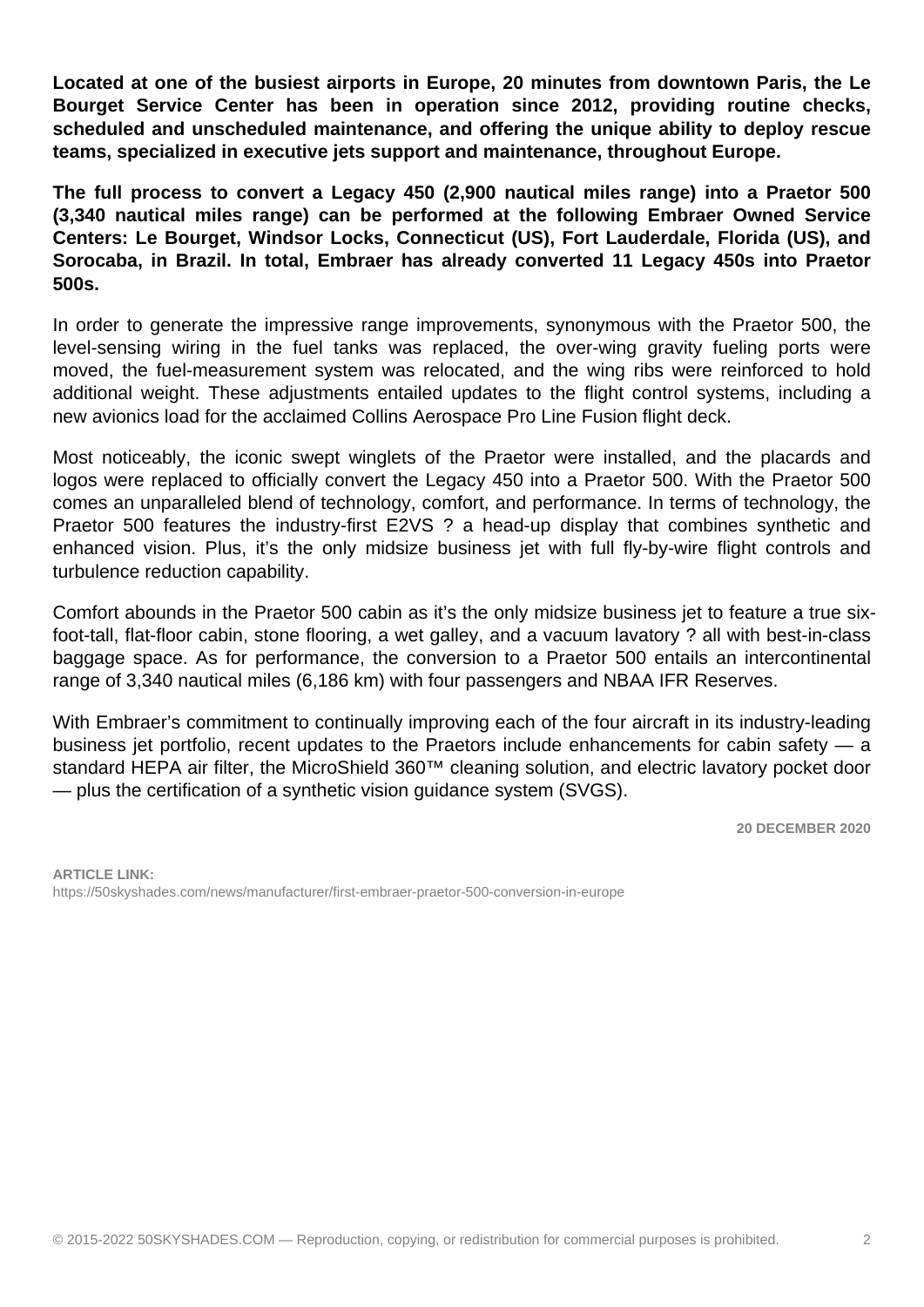**Located at one of the busiest airports in Europe, 20 minutes from downtown Paris, the Le Bourget Service Center has been in operation since 2012, providing routine checks, scheduled and unscheduled maintenance, and offering the unique ability to deploy rescue teams, specialized in executive jets support and maintenance, throughout Europe.**

**The full process to convert a Legacy 450 (2,900 nautical miles range) into a Praetor 500 (3,340 nautical miles range) can be performed at the following Embraer Owned Service Centers: Le Bourget, Windsor Locks, Connecticut (US), Fort Lauderdale, Florida (US), and Sorocaba, in Brazil. In total, Embraer has already converted 11 Legacy 450s into Praetor 500s.**

In order to generate the impressive range improvements, synonymous with the Praetor 500, the level-sensing wiring in the fuel tanks was replaced, the over-wing gravity fueling ports were moved, the fuel-measurement system was relocated, and the wing ribs were reinforced to hold additional weight. These adjustments entailed updates to the flight control systems, including a new avionics load for the acclaimed Collins Aerospace Pro Line Fusion flight deck.

Most noticeably, the iconic swept winglets of the Praetor were installed, and the placards and logos were replaced to officially convert the Legacy 450 into a Praetor 500. With the Praetor 500 comes an unparalleled blend of technology, comfort, and performance. In terms of technology, the Praetor 500 features the industry-first E2VS ? a head-up display that combines synthetic and enhanced vision. Plus, it's the only midsize business jet with full fly-by-wire flight controls and turbulence reduction capability.

Comfort abounds in the Praetor 500 cabin as it's the only midsize business jet to feature a true six-foot-tall, flat-floor cabin, stone flooring, a wet galley, and a vacuum lavatory ? all with best-in-class baggage space. As for performance, the conversion to a Praetor 500 entails an intercontinental range of 3,340 nautical miles (6,186 km) with four passengers and NBAA IFR Reserves.

With Embraer's commitment to continually improving each of the four aircraft in its industry-leading business jet portfolio, recent updates to the Praetors include enhancements for cabin safety — a standard HEPA air filter, the MicroShield 360™ cleaning solution, and electric lavatory pocket door — plus the certification of a synthetic vision guidance system (SVGS).

**20 DECEMBER 2020**

**ARTICLE LINK:**
https://50skyshades.com/news/manufacturer/first-embraer-praetor-500-conversion-in-europe

© 2015-2022 50SKYSHADES.COM — Reproduction, copying, or redistribution for commercial purposes is prohibited.